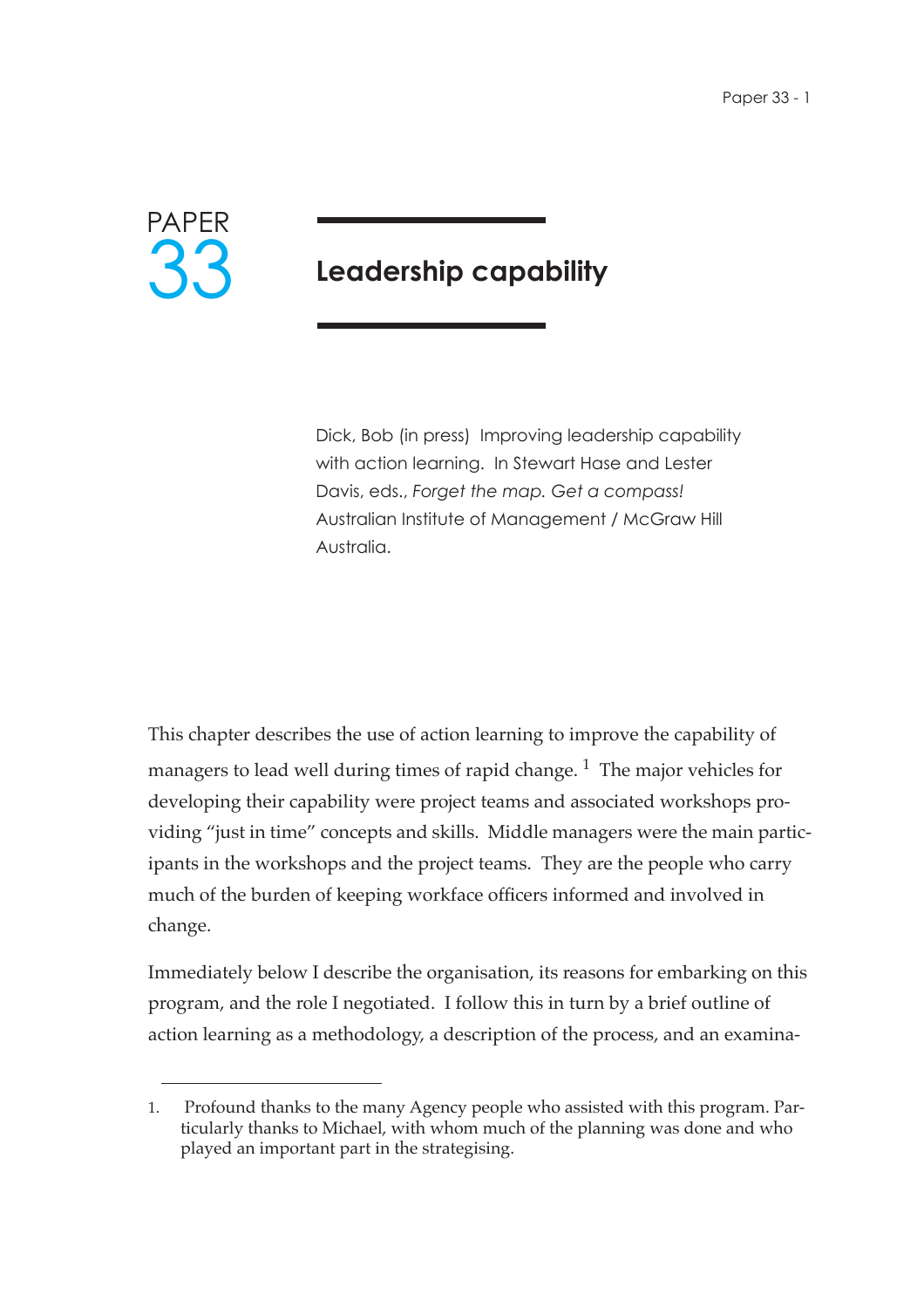# PAPER 33

## Leadership capability

Dick, Bob (in press) Improving leadership capability with action learning. In Stewart Hase and Lester Davis, eds., *Forget the map. Get a compass!* Australian Institute of Management / McGraw Hill Australia.

This chapter describes the use of action learning to improve the capability of managers to lead well during times of rapid change. [1] The major vehicles for developing their capability were project teams and associated workshops providing "just in time" concepts and skills. Middle managers were the main participants in the workshops and the project teams. They are the people who carry much of the burden of keeping workface officers informed and involved in change.

Immediately below I describe the organisation, its reasons for embarking on this program, and the role I negotiated. I follow this in turn by a brief outline of action learning as a methodology, a description of the process, and an examina-

---

1. Profound thanks to the many Agency people who assisted with this program. Particularly thanks to Michael, with whom much of the planning was done and who played an important part in the strategising.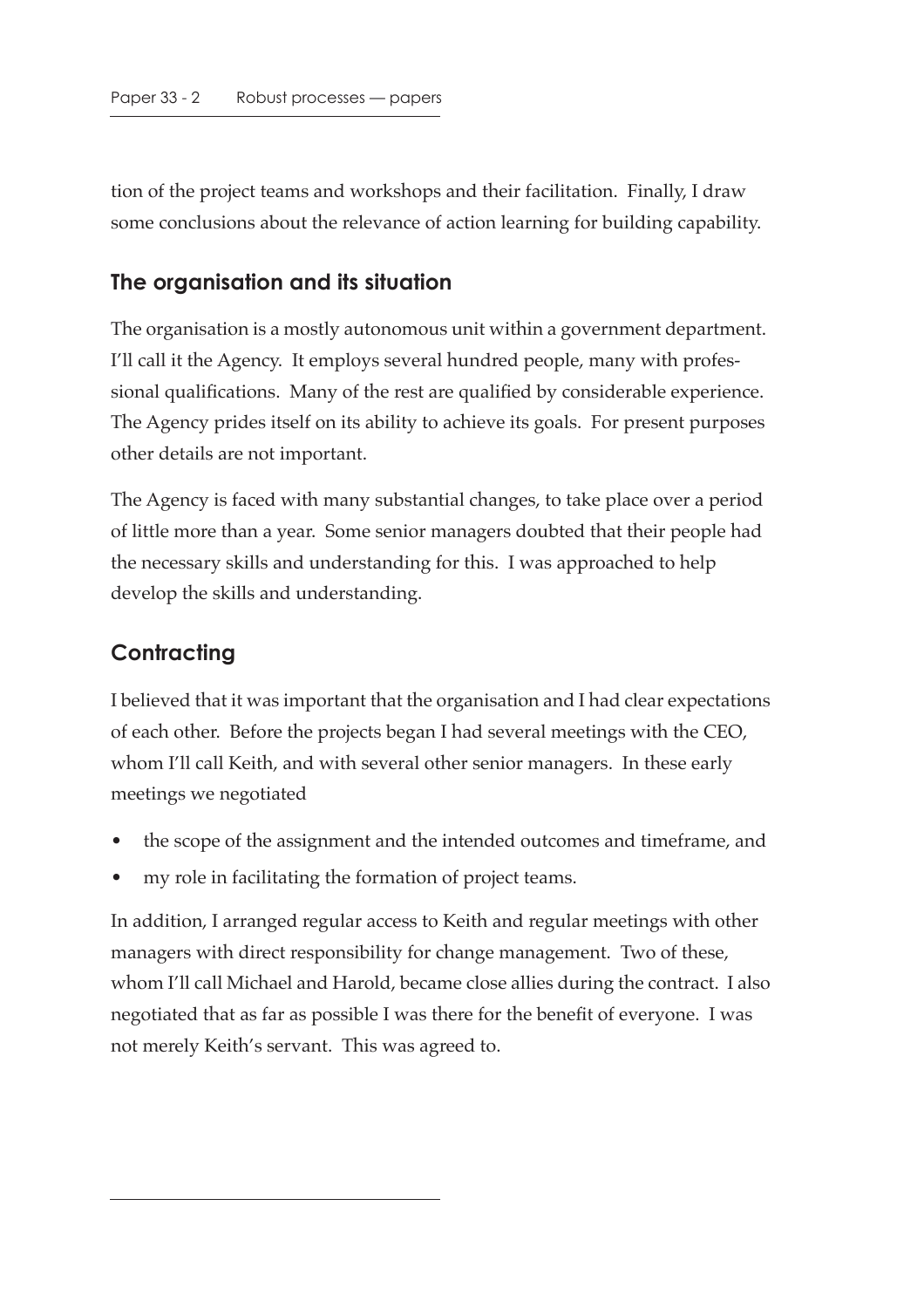tion of the project teams and workshops and their facilitation. Finally, I draw some conclusions about the relevance of action learning for building capability.

## The organisation and its situation

The organisation is a mostly autonomous unit within a government department. I'll call it the Agency. It employs several hundred people, many with professional qualifications. Many of the rest are qualified by considerable experience. The Agency prides itself on its ability to achieve its goals. For present purposes other details are not important.

The Agency is faced with many substantial changes, to take place over a period of little more than a year. Some senior managers doubted that their people had the necessary skills and understanding for this. I was approached to help develop the skills and understanding.

## Contracting

I believed that it was important that the organisation and I had clear expectations of each other. Before the projects began I had several meetings with the CEO, whom I'll call Keith, and with several other senior managers. In these early meetings we negotiated

- the scope of the assignment and the intended outcomes and timeframe, and
- my role in facilitating the formation of project teams.

In addition, I arranged regular access to Keith and regular meetings with other managers with direct responsibility for change management. Two of these, whom I'll call Michael and Harold, became close allies during the contract. I also negotiated that as far as possible I was there for the benefit of everyone. I was not merely Keith's servant. This was agreed to.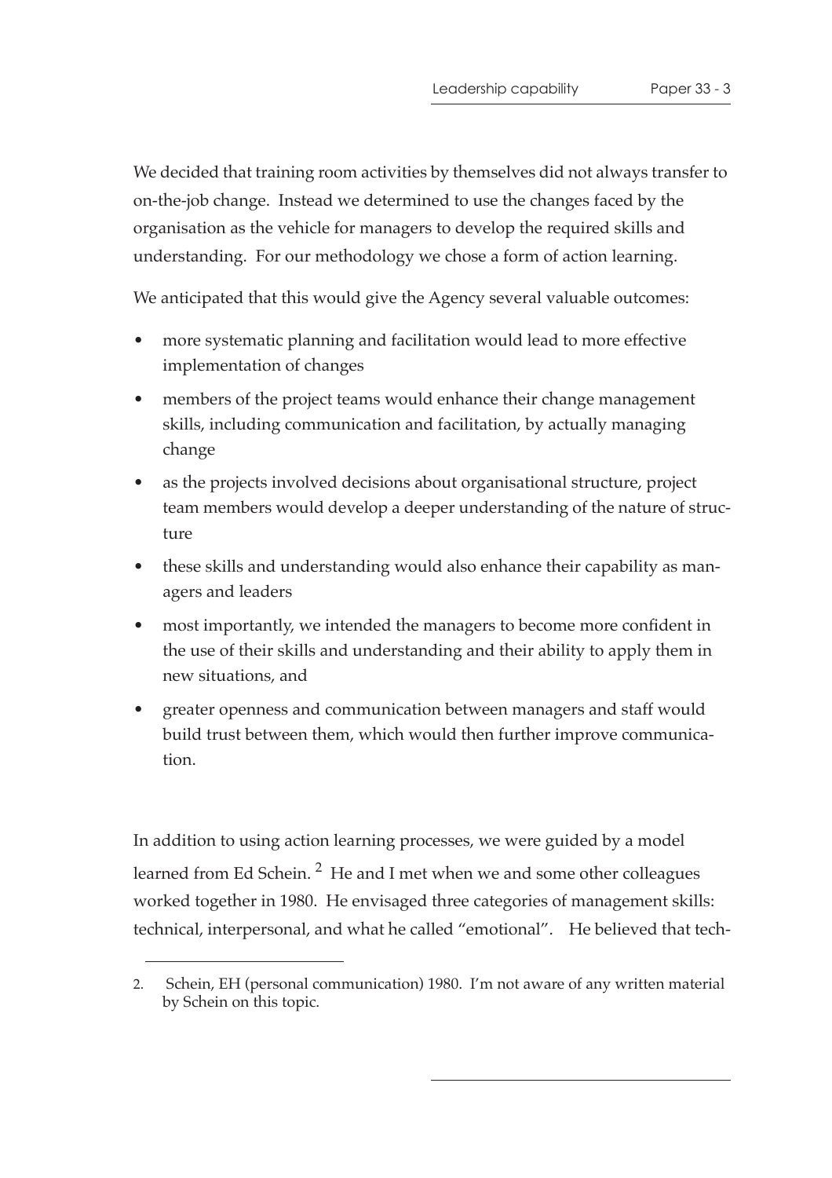We decided that training room activities by themselves did not always transfer to on-the-job change. Instead we determined to use the changes faced by the organisation as the vehicle for managers to develop the required skills and understanding. For our methodology we chose a form of action learning.

We anticipated that this would give the Agency several valuable outcomes:

- more systematic planning and facilitation would lead to more effective implementation of changes
- members of the project teams would enhance their change management skills, including communication and facilitation, by actually managing change
- as the projects involved decisions about organisational structure, project team members would develop a deeper understanding of the nature of structure
- these skills and understanding would also enhance their capability as managers and leaders
- most importantly, we intended the managers to become more confident in the use of their skills and understanding and their ability to apply them in new situations, and
- greater openness and communication between managers and staff would build trust between them, which would then further improve communication.

In addition to using action learning processes, we were guided by a model learned from Ed Schein. [2] He and I met when we and some other colleagues worked together in 1980. He envisaged three categories of management skills: technical, interpersonal, and what he called "emotional". He believed that tech-

2. Schein, EH (personal communication) 1980. I'm not aware of any written material by Schein on this topic.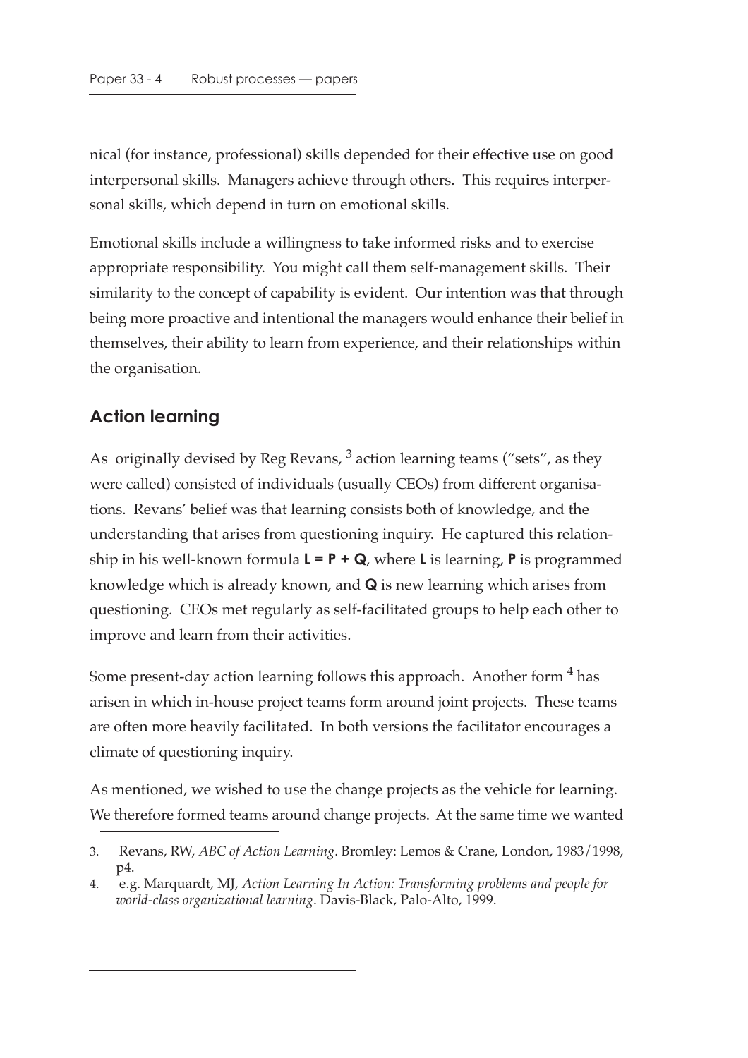nical (for instance, professional) skills depended for their effective use on good interpersonal skills. Managers achieve through others. This requires interpersonal skills, which depend in turn on emotional skills.

Emotional skills include a willingness to take informed risks and to exercise appropriate responsibility. You might call them self-management skills. Their similarity to the concept of capability is evident. Our intention was that through being more proactive and intentional the managers would enhance their belief in themselves, their ability to learn from experience, and their relationships within the organisation.

## Action learning

As originally devised by Reg Revans, [3] action learning teams ("sets", as they were called) consisted of individuals (usually CEOs) from different organisations. Revans' belief was that learning consists both of knowledge, and the understanding that arises from questioning inquiry. He captured this relationship in his well-known formula **L = P + Q**, where **L** is learning, **P** is programmed knowledge which is already known, and **Q** is new learning which arises from questioning. CEOs met regularly as self-facilitated groups to help each other to improve and learn from their activities.

Some present-day action learning follows this approach. Another form [4] has arisen in which in-house project teams form around joint projects. These teams are often more heavily facilitated. In both versions the facilitator encourages a climate of questioning inquiry.

As mentioned, we wished to use the change projects as the vehicle for learning. We therefore formed teams around change projects. At the same time we wanted

3. Revans, RW, *ABC of Action Learning*. Bromley: Lemos & Crane, London, 1983/1998, p4.
4. e.g. Marquardt, MJ, *Action Learning In Action: Transforming problems and people for world-class organizational learning*. Davis-Black, Palo-Alto, 1999.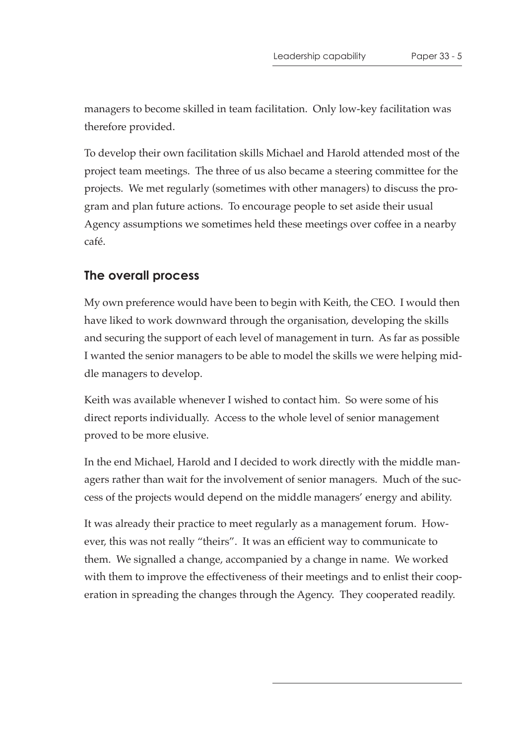managers to become skilled in team facilitation. Only low-key facilitation was therefore provided.

To develop their own facilitation skills Michael and Harold attended most of the project team meetings. The three of us also became a steering committee for the projects. We met regularly (sometimes with other managers) to discuss the program and plan future actions. To encourage people to set aside their usual Agency assumptions we sometimes held these meetings over coffee in a nearby café.

## The overall process

My own preference would have been to begin with Keith, the CEO. I would then have liked to work downward through the organisation, developing the skills and securing the support of each level of management in turn. As far as possible I wanted the senior managers to be able to model the skills we were helping middle managers to develop.

Keith was available whenever I wished to contact him. So were some of his direct reports individually. Access to the whole level of senior management proved to be more elusive.

In the end Michael, Harold and I decided to work directly with the middle managers rather than wait for the involvement of senior managers. Much of the success of the projects would depend on the middle managers' energy and ability.

It was already their practice to meet regularly as a management forum. However, this was not really "theirs". It was an efficient way to communicate to them. We signalled a change, accompanied by a change in name. We worked with them to improve the effectiveness of their meetings and to enlist their cooperation in spreading the changes through the Agency. They cooperated readily.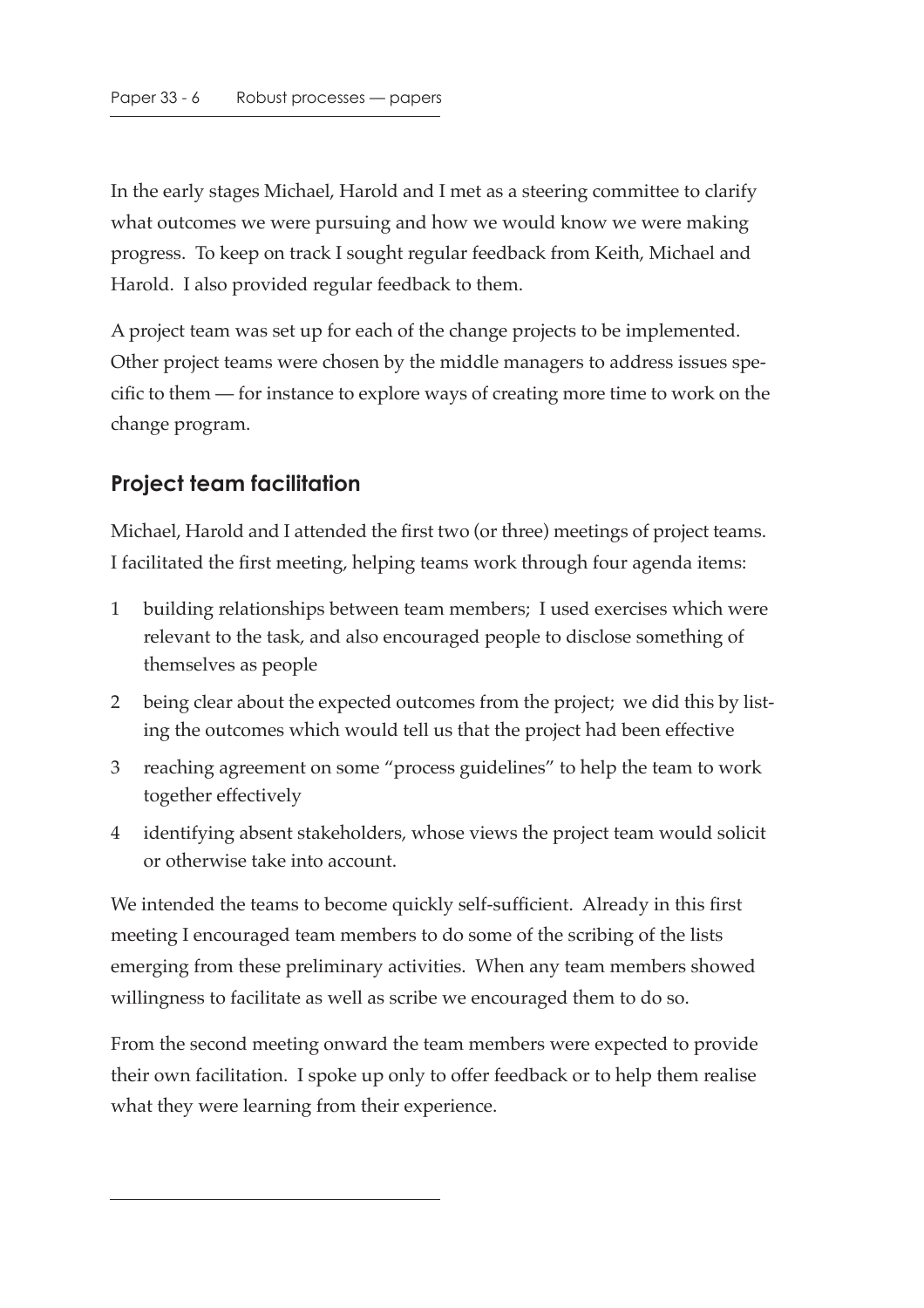In the early stages Michael, Harold and I met as a steering committee to clarify what outcomes we were pursuing and how we would know we were making progress. To keep on track I sought regular feedback from Keith, Michael and Harold. I also provided regular feedback to them.

A project team was set up for each of the change projects to be implemented. Other project teams were chosen by the middle managers to address issues specific to them — for instance to explore ways of creating more time to work on the change program.

## Project team facilitation

Michael, Harold and I attended the first two (or three) meetings of project teams. I facilitated the first meeting, helping teams work through four agenda items:

1. building relationships between team members; I used exercises which were relevant to the task, and also encouraged people to disclose something of themselves as people
2. being clear about the expected outcomes from the project; we did this by listing the outcomes which would tell us that the project had been effective
3. reaching agreement on some "process guidelines" to help the team to work together effectively
4. identifying absent stakeholders, whose views the project team would solicit or otherwise take into account.

We intended the teams to become quickly self-sufficient. Already in this first meeting I encouraged team members to do some of the scribing of the lists emerging from these preliminary activities. When any team members showed willingness to facilitate as well as scribe we encouraged them to do so.

From the second meeting onward the team members were expected to provide their own facilitation. I spoke up only to offer feedback or to help them realise what they were learning from their experience.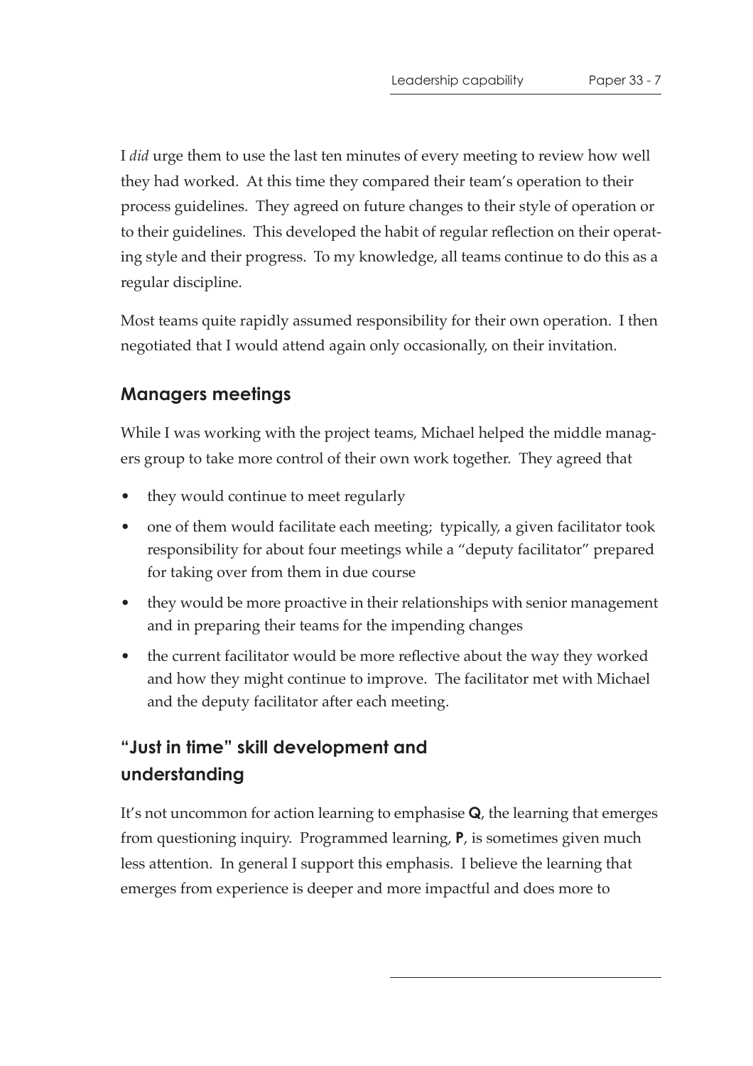I *did* urge them to use the last ten minutes of every meeting to review how well they had worked. At this time they compared their team's operation to their process guidelines. They agreed on future changes to their style of operation or to their guidelines. This developed the habit of regular reflection on their operating style and their progress. To my knowledge, all teams continue to do this as a regular discipline.

Most teams quite rapidly assumed responsibility for their own operation. I then negotiated that I would attend again only occasionally, on their invitation.

## Managers meetings

While I was working with the project teams, Michael helped the middle managers group to take more control of their own work together. They agreed that

- they would continue to meet regularly
- one of them would facilitate each meeting; typically, a given facilitator took responsibility for about four meetings while a "deputy facilitator" prepared for taking over from them in due course
- they would be more proactive in their relationships with senior management and in preparing their teams for the impending changes
- the current facilitator would be more reflective about the way they worked and how they might continue to improve. The facilitator met with Michael and the deputy facilitator after each meeting.

## "Just in time" skill development and understanding

It's not uncommon for action learning to emphasise **Q**, the learning that emerges from questioning inquiry. Programmed learning, **P**, is sometimes given much less attention. In general I support this emphasis. I believe the learning that emerges from experience is deeper and more impactful and does more to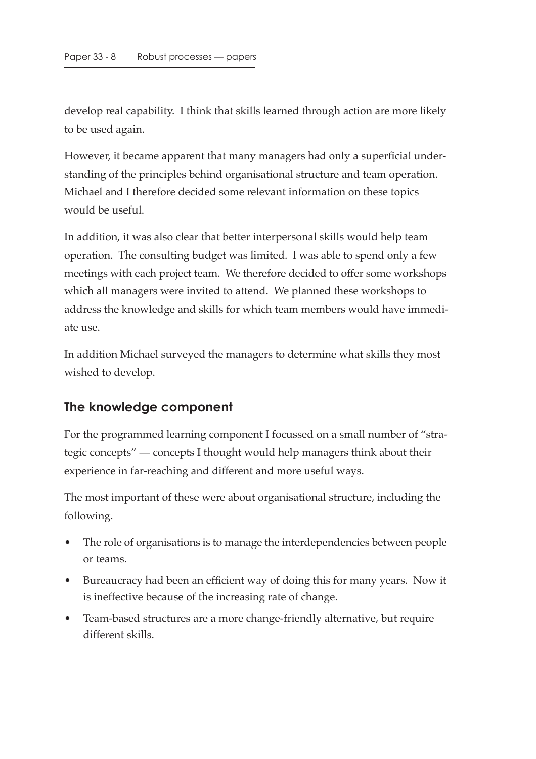develop real capability. I think that skills learned through action are more likely to be used again.

However, it became apparent that many managers had only a superficial understanding of the principles behind organisational structure and team operation. Michael and I therefore decided some relevant information on these topics would be useful.

In addition, it was also clear that better interpersonal skills would help team operation. The consulting budget was limited. I was able to spend only a few meetings with each project team. We therefore decided to offer some workshops which all managers were invited to attend. We planned these workshops to address the knowledge and skills for which team members would have immediate use.

In addition Michael surveyed the managers to determine what skills they most wished to develop.

## The knowledge component

For the programmed learning component I focussed on a small number of "strategic concepts" — concepts I thought would help managers think about their experience in far-reaching and different and more useful ways.

The most important of these were about organisational structure, including the following.

- The role of organisations is to manage the interdependencies between people or teams.
- Bureaucracy had been an efficient way of doing this for many years. Now it is ineffective because of the increasing rate of change.
- Team-based structures are a more change-friendly alternative, but require different skills.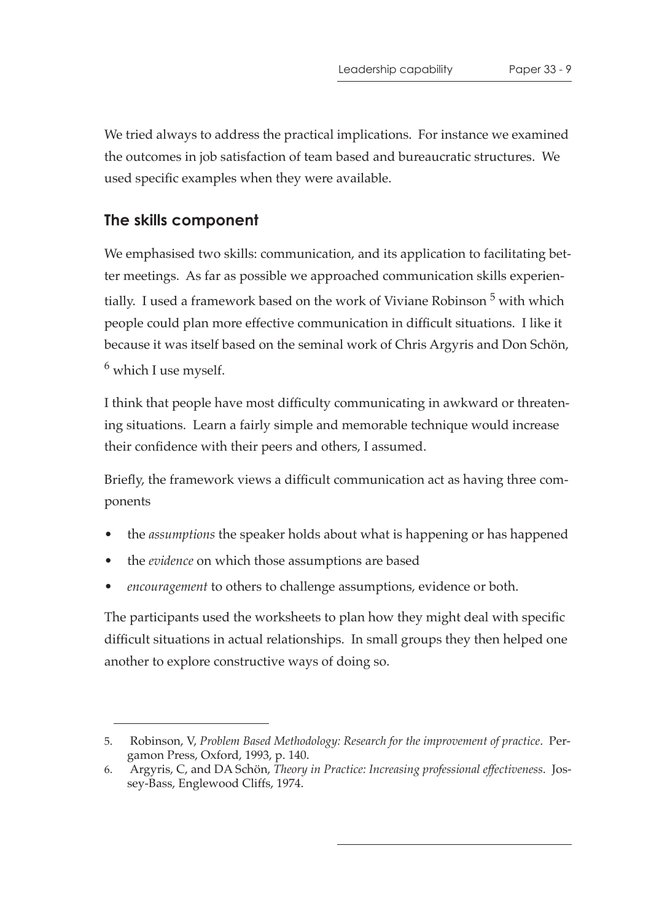We tried always to address the practical implications. For instance we examined the outcomes in job satisfaction of team based and bureaucratic structures. We used specific examples when they were available.

## The skills component

We emphasised two skills: communication, and its application to facilitating better meetings. As far as possible we approached communication skills experientially. I used a framework based on the work of Viviane Robinson [5] with which people could plan more effective communication in difficult situations. I like it because it was itself based on the seminal work of Chris Argyris and Don Schön, [6] which I use myself.

I think that people have most difficulty communicating in awkward or threatening situations. Learn a fairly simple and memorable technique would increase their confidence with their peers and others, I assumed.

Briefly, the framework views a difficult communication act as having three components

- the *assumptions* the speaker holds about what is happening or has happened
- the *evidence* on which those assumptions are based
- *encouragement* to others to challenge assumptions, evidence or both.

The participants used the worksheets to plan how they might deal with specific difficult situations in actual relationships. In small groups they then helped one another to explore constructive ways of doing so.

---

5. Robinson, V, *Problem Based Methodology: Research for the improvement of practice*. Pergamon Press, Oxford, 1993, p. 140.
6. Argyris, C, and DA Schön, *Theory in Practice: Increasing professional effectiveness*. Jossey-Bass, Englewood Cliffs, 1974.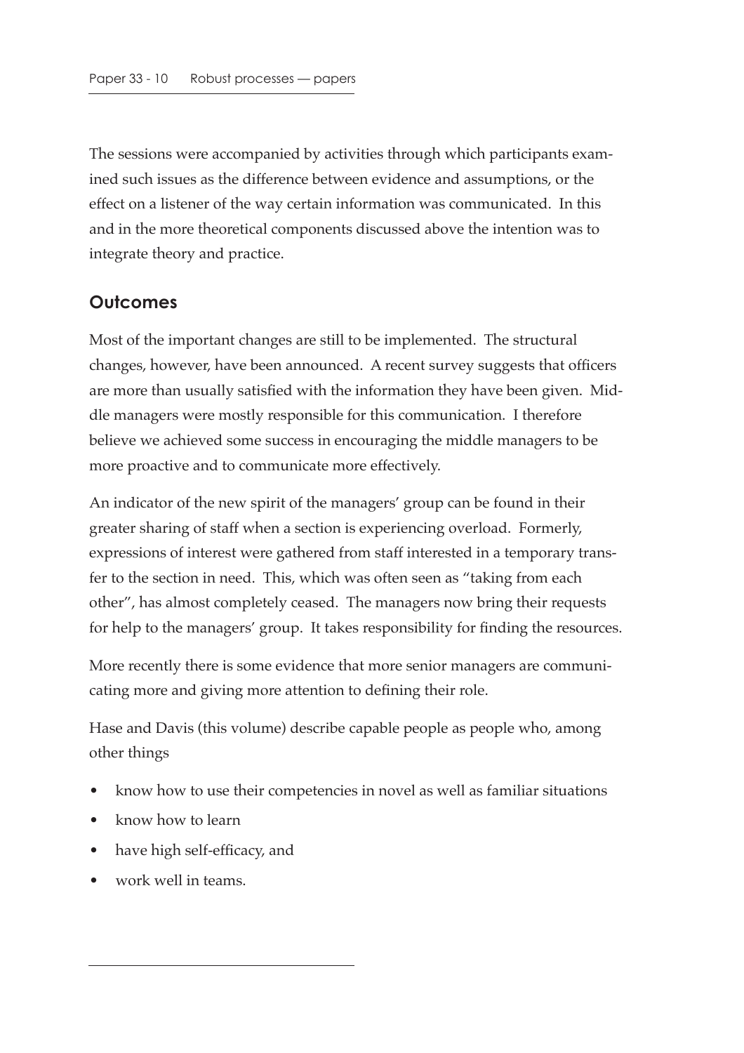The sessions were accompanied by activities through which participants examined such issues as the difference between evidence and assumptions, or the effect on a listener of the way certain information was communicated. In this and in the more theoretical components discussed above the intention was to integrate theory and practice.

## Outcomes

Most of the important changes are still to be implemented. The structural changes, however, have been announced. A recent survey suggests that officers are more than usually satisfied with the information they have been given. Middle managers were mostly responsible for this communication. I therefore believe we achieved some success in encouraging the middle managers to be more proactive and to communicate more effectively.

An indicator of the new spirit of the managers' group can be found in their greater sharing of staff when a section is experiencing overload. Formerly, expressions of interest were gathered from staff interested in a temporary transfer to the section in need. This, which was often seen as "taking from each other", has almost completely ceased. The managers now bring their requests for help to the managers' group. It takes responsibility for finding the resources.

More recently there is some evidence that more senior managers are communicating more and giving more attention to defining their role.

Hase and Davis (this volume) describe capable people as people who, among other things

- know how to use their competencies in novel as well as familiar situations
- know how to learn
- have high self-efficacy, and
- work well in teams.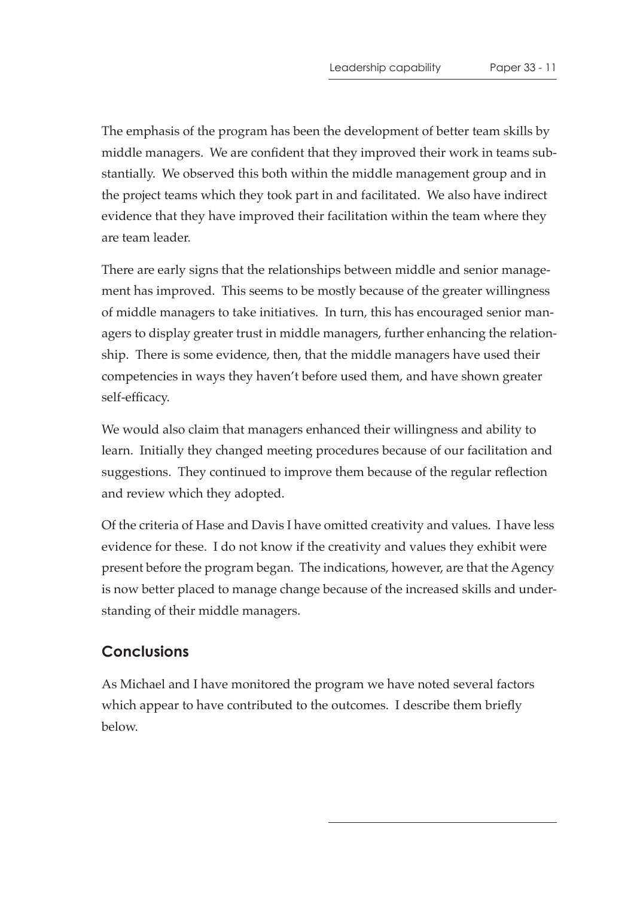The emphasis of the program has been the development of better team skills by middle managers. We are confident that they improved their work in teams substantially. We observed this both within the middle management group and in the project teams which they took part in and facilitated. We also have indirect evidence that they have improved their facilitation within the team where they are team leader.

There are early signs that the relationships between middle and senior management has improved. This seems to be mostly because of the greater willingness of middle managers to take initiatives. In turn, this has encouraged senior managers to display greater trust in middle managers, further enhancing the relationship. There is some evidence, then, that the middle managers have used their competencies in ways they haven't before used them, and have shown greater self-efficacy.

We would also claim that managers enhanced their willingness and ability to learn. Initially they changed meeting procedures because of our facilitation and suggestions. They continued to improve them because of the regular reflection and review which they adopted.

Of the criteria of Hase and Davis I have omitted creativity and values. I have less evidence for these. I do not know if the creativity and values they exhibit were present before the program began. The indications, however, are that the Agency is now better placed to manage change because of the increased skills and understanding of their middle managers.

## Conclusions

As Michael and I have monitored the program we have noted several factors which appear to have contributed to the outcomes. I describe them briefly below.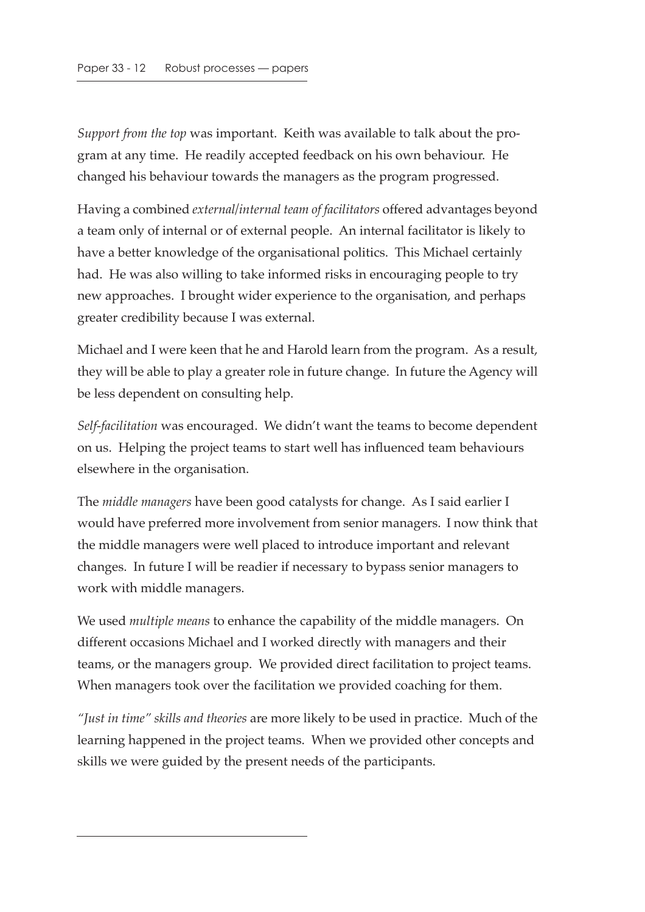*Support from the top* was important. Keith was available to talk about the program at any time. He readily accepted feedback on his own behaviour. He changed his behaviour towards the managers as the program progressed.

Having a combined *external/internal team of facilitators* offered advantages beyond a team only of internal or of external people. An internal facilitator is likely to have a better knowledge of the organisational politics. This Michael certainly had. He was also willing to take informed risks in encouraging people to try new approaches. I brought wider experience to the organisation, and perhaps greater credibility because I was external.

Michael and I were keen that he and Harold learn from the program. As a result, they will be able to play a greater role in future change. In future the Agency will be less dependent on consulting help.

*Self-facilitation* was encouraged. We didn't want the teams to become dependent on us. Helping the project teams to start well has influenced team behaviours elsewhere in the organisation.

The *middle managers* have been good catalysts for change. As I said earlier I would have preferred more involvement from senior managers. I now think that the middle managers were well placed to introduce important and relevant changes. In future I will be readier if necessary to bypass senior managers to work with middle managers.

We used *multiple means* to enhance the capability of the middle managers. On different occasions Michael and I worked directly with managers and their teams, or the managers group. We provided direct facilitation to project teams. When managers took over the facilitation we provided coaching for them.

*"Just in time" skills and theories* are more likely to be used in practice. Much of the learning happened in the project teams. When we provided other concepts and skills we were guided by the present needs of the participants.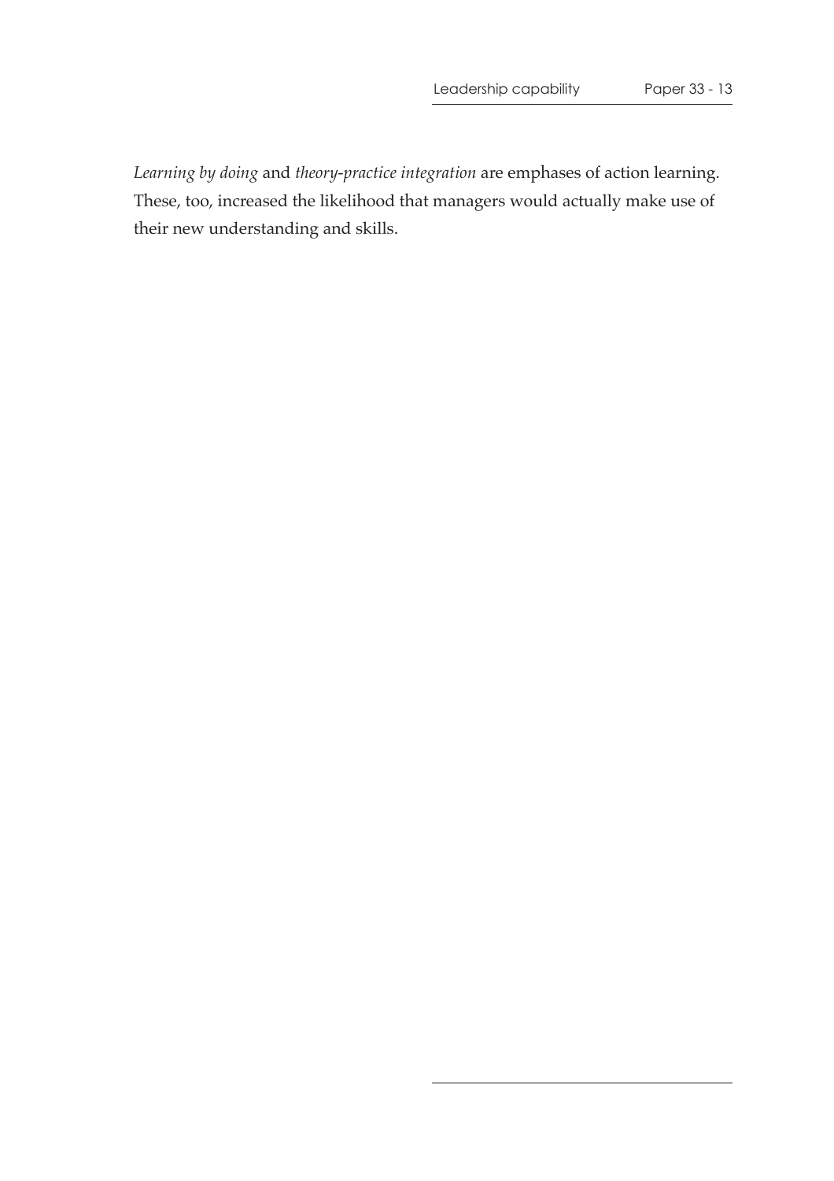*Learning by doing* and *theory-practice integration* are emphases of action learning. These, too, increased the likelihood that managers would actually make use of their new understanding and skills.